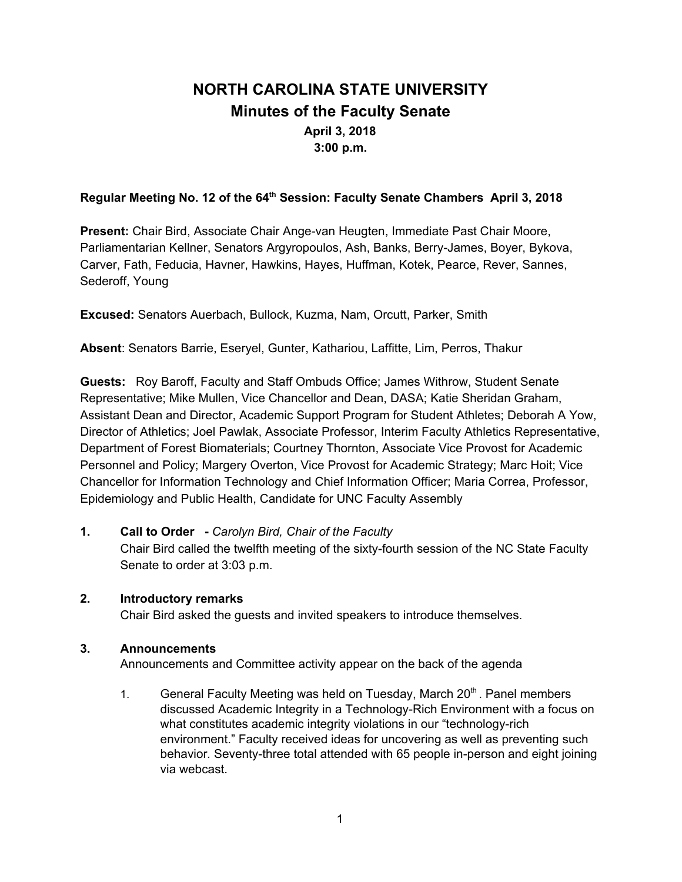# NORTH CAROLINA STATE UNIVERSITY

## Minutes of the Faculty Senate

**April 3, 2018**
**3:00 p.m.**

**Regular Meeting No. 12 of the 64th Session: Faculty Senate Chambers April 3, 2018**

**Present:** Chair Bird, Associate Chair Ange-van Heugten, Immediate Past Chair Moore, Parliamentarian Kellner, Senators Argyropoulos, Ash, Banks, Berry-James, Boyer, Bykova, Carver, Fath, Feducia, Havner, Hawkins, Hayes, Huffman, Kotek, Pearce, Rever, Sannes, Sederoff, Young

**Excused:** Senators Auerbach, Bullock, Kuzma, Nam, Orcutt, Parker, Smith

**Absent**: Senators Barrie, Eseryel, Gunter, Kathariou, Laffitte, Lim, Perros, Thakur

**Guests:** Roy Baroff, Faculty and Staff Ombuds Office; James Withrow, Student Senate Representative; Mike Mullen, Vice Chancellor and Dean, DASA; Katie Sheridan Graham, Assistant Dean and Director, Academic Support Program for Student Athletes; Deborah A Yow, Director of Athletics; Joel Pawlak, Associate Professor, Interim Faculty Athletics Representative, Department of Forest Biomaterials; Courtney Thornton, Associate Vice Provost for Academic Personnel and Policy; Margery Overton, Vice Provost for Academic Strategy; Marc Hoit; Vice Chancellor for Information Technology and Chief Information Officer; Maria Correa, Professor, Epidemiology and Public Health, Candidate for UNC Faculty Assembly

**1. Call to Order** - *Carolyn Bird, Chair of the Faculty*
Chair Bird called the twelfth meeting of the sixty-fourth session of the NC State Faculty Senate to order at 3:03 p.m.

**2. Introductory remarks**
Chair Bird asked the guests and invited speakers to introduce themselves.

**3. Announcements**
Announcements and Committee activity appear on the back of the agenda

1. General Faculty Meeting was held on Tuesday, March 20th. Panel members discussed Academic Integrity in a Technology-Rich Environment with a focus on what constitutes academic integrity violations in our "technology-rich environment." Faculty received ideas for uncovering as well as preventing such behavior. Seventy-three total attended with 65 people in-person and eight joining via webcast.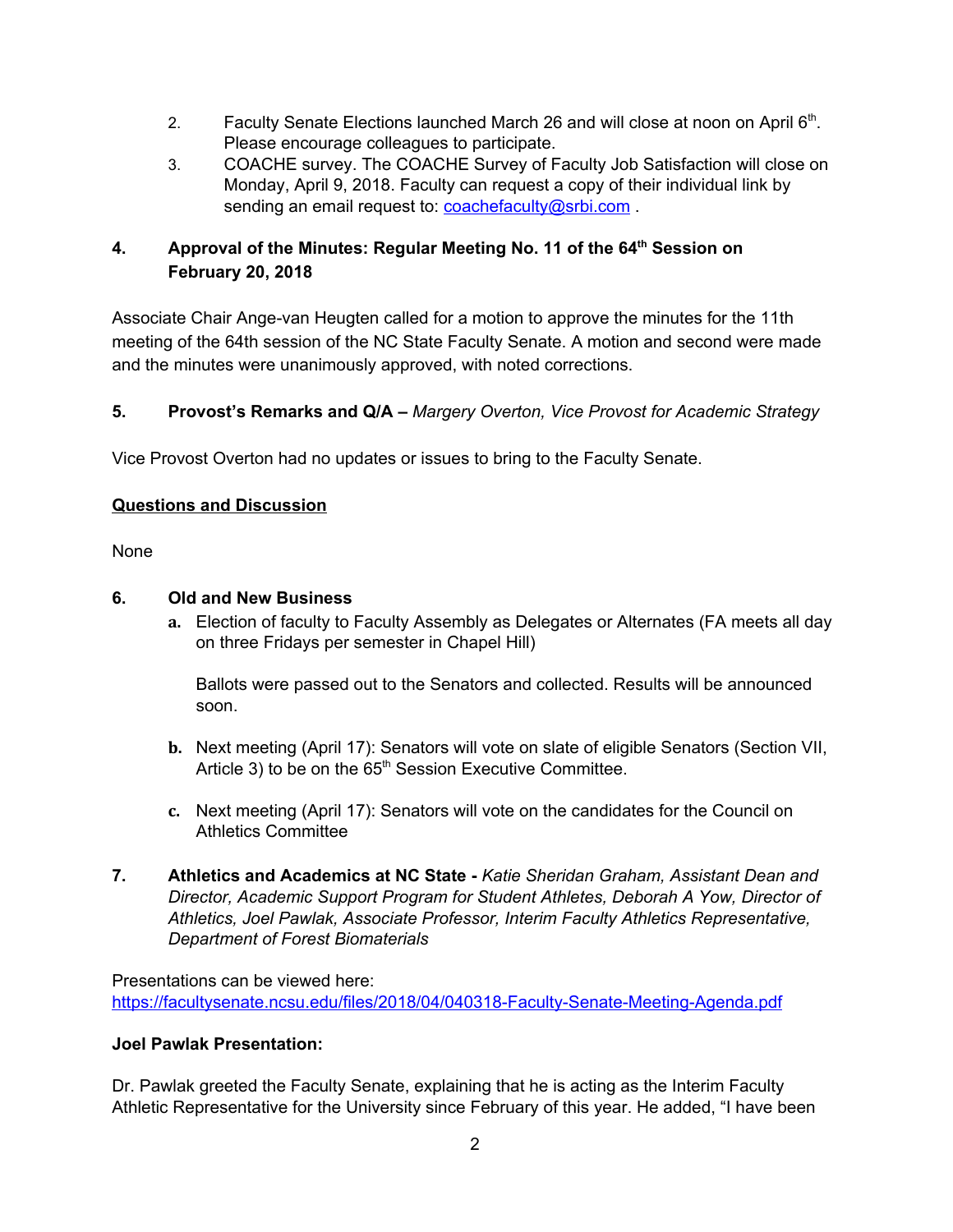2. Faculty Senate Elections launched March 26 and will close at noon on April 6th. Please encourage colleagues to participate.
3. COACHE survey. The COACHE Survey of Faculty Job Satisfaction will close on Monday, April 9, 2018. Faculty can request a copy of their individual link by sending an email request to: coachefaculty@srbi.com .

### 4. Approval of the Minutes: Regular Meeting No. 11 of the 64th Session on February 20, 2018

Associate Chair Ange-van Heugten called for a motion to approve the minutes for the 11th meeting of the 64th session of the NC State Faculty Senate. A motion and second were made and the minutes were unanimously approved, with noted corrections.

### 5. Provost's Remarks and Q/A – *Margery Overton, Vice Provost for Academic Strategy*

Vice Provost Overton had no updates or issues to bring to the Faculty Senate.

**Questions and Discussion**

None

### 6. Old and New Business

**a.** Election of faculty to Faculty Assembly as Delegates or Alternates (FA meets all day on three Fridays per semester in Chapel Hill)

Ballots were passed out to the Senators and collected. Results will be announced soon.

**b.** Next meeting (April 17): Senators will vote on slate of eligible Senators (Section VII, Article 3) to be on the 65th Session Executive Committee.

**c.** Next meeting (April 17): Senators will vote on the candidates for the Council on Athletics Committee

### 7. Athletics and Academics at NC State - *Katie Sheridan Graham, Assistant Dean and Director, Academic Support Program for Student Athletes, Deborah A Yow, Director of Athletics, Joel Pawlak, Associate Professor, Interim Faculty Athletics Representative, Department of Forest Biomaterials*

Presentations can be viewed here:
https://facultysenate.ncsu.edu/files/2018/04/040318-Faculty-Senate-Meeting-Agenda.pdf

**Joel Pawlak Presentation:**

Dr. Pawlak greeted the Faculty Senate, explaining that he is acting as the Interim Faculty Athletic Representative for the University since February of this year. He added, "I have been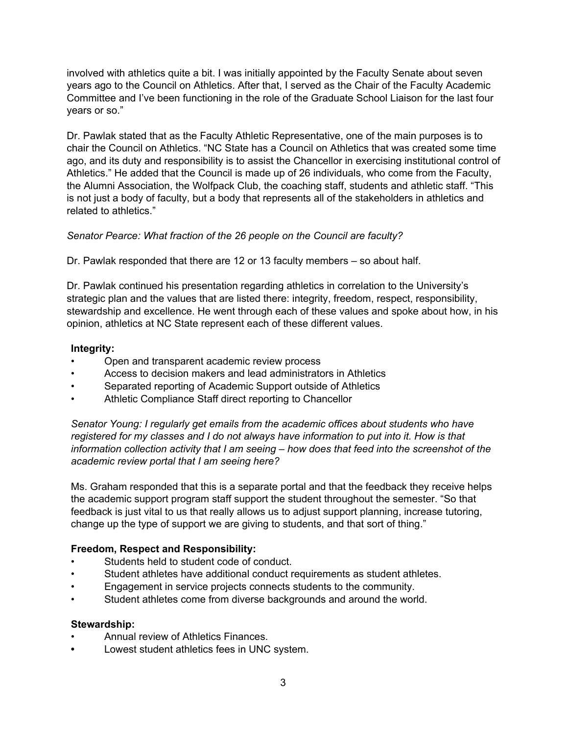involved with athletics quite a bit. I was initially appointed by the Faculty Senate about seven years ago to the Council on Athletics. After that, I served as the Chair of the Faculty Academic Committee and I've been functioning in the role of the Graduate School Liaison for the last four years or so."

Dr. Pawlak stated that as the Faculty Athletic Representative, one of the main purposes is to chair the Council on Athletics. "NC State has a Council on Athletics that was created some time ago, and its duty and responsibility is to assist the Chancellor in exercising institutional control of Athletics." He added that the Council is made up of 26 individuals, who come from the Faculty, the Alumni Association, the Wolfpack Club, the coaching staff, students and athletic staff. "This is not just a body of faculty, but a body that represents all of the stakeholders in athletics and related to athletics."

*Senator Pearce: What fraction of the 26 people on the Council are faculty?*

Dr. Pawlak responded that there are 12 or 13 faculty members – so about half.

Dr. Pawlak continued his presentation regarding athletics in correlation to the University's strategic plan and the values that are listed there: integrity, freedom, respect, responsibility, stewardship and excellence. He went through each of these values and spoke about how, in his opinion, athletics at NC State represent each of these different values.

**Integrity:**

- Open and transparent academic review process
- Access to decision makers and lead administrators in Athletics
- Separated reporting of Academic Support outside of Athletics
- Athletic Compliance Staff direct reporting to Chancellor

*Senator Young: I regularly get emails from the academic offices about students who have registered for my classes and I do not always have information to put into it. How is that information collection activity that I am seeing – how does that feed into the screenshot of the academic review portal that I am seeing here?*

Ms. Graham responded that this is a separate portal and that the feedback they receive helps the academic support program staff support the student throughout the semester. "So that feedback is just vital to us that really allows us to adjust support planning, increase tutoring, change up the type of support we are giving to students, and that sort of thing."

**Freedom, Respect and Responsibility:**

- Students held to student code of conduct.
- Student athletes have additional conduct requirements as student athletes.
- Engagement in service projects connects students to the community.
- Student athletes come from diverse backgrounds and around the world.

**Stewardship:**

- Annual review of Athletics Finances.
- Lowest student athletics fees in UNC system.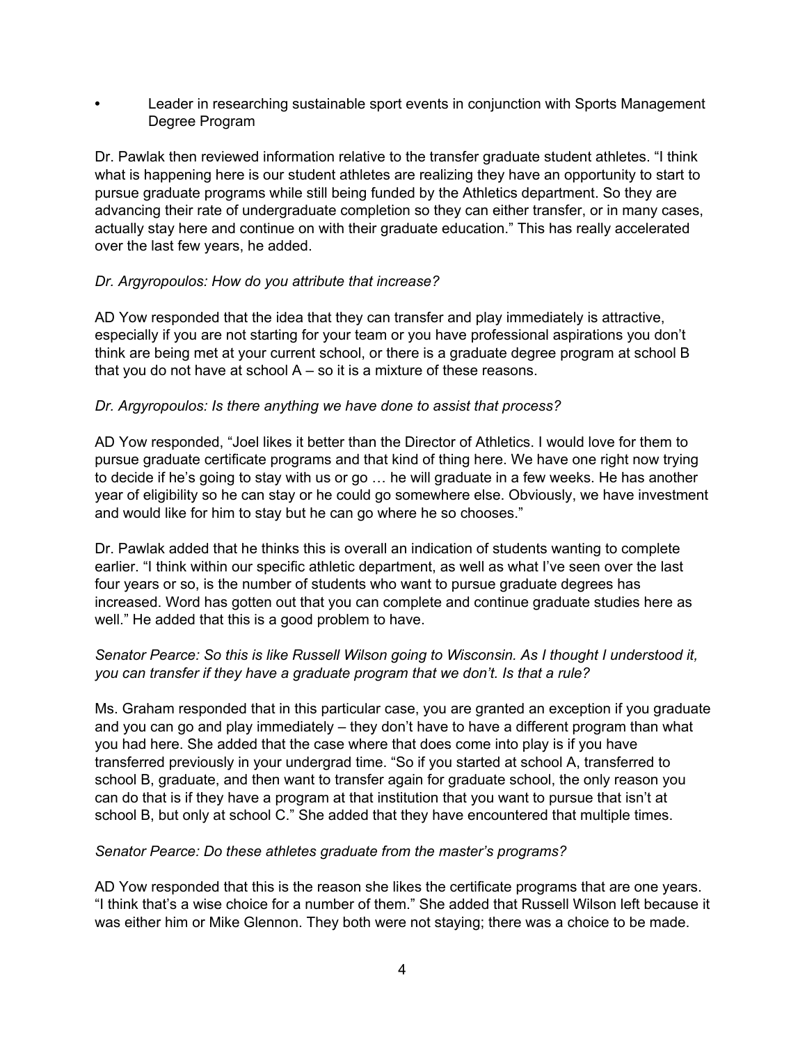- Leader in researching sustainable sport events in conjunction with Sports Management Degree Program

Dr. Pawlak then reviewed information relative to the transfer graduate student athletes. "I think what is happening here is our student athletes are realizing they have an opportunity to start to pursue graduate programs while still being funded by the Athletics department. So they are advancing their rate of undergraduate completion so they can either transfer, or in many cases, actually stay here and continue on with their graduate education." This has really accelerated over the last few years, he added.

*Dr. Argyropoulos: How do you attribute that increase?*

AD Yow responded that the idea that they can transfer and play immediately is attractive, especially if you are not starting for your team or you have professional aspirations you don't think are being met at your current school, or there is a graduate degree program at school B that you do not have at school A – so it is a mixture of these reasons.

*Dr. Argyropoulos: Is there anything we have done to assist that process?*

AD Yow responded, "Joel likes it better than the Director of Athletics. I would love for them to pursue graduate certificate programs and that kind of thing here. We have one right now trying to decide if he's going to stay with us or go … he will graduate in a few weeks. He has another year of eligibility so he can stay or he could go somewhere else. Obviously, we have investment and would like for him to stay but he can go where he so chooses."

Dr. Pawlak added that he thinks this is overall an indication of students wanting to complete earlier. "I think within our specific athletic department, as well as what I've seen over the last four years or so, is the number of students who want to pursue graduate degrees has increased. Word has gotten out that you can complete and continue graduate studies here as well." He added that this is a good problem to have.

*Senator Pearce: So this is like Russell Wilson going to Wisconsin. As I thought I understood it, you can transfer if they have a graduate program that we don't. Is that a rule?*

Ms. Graham responded that in this particular case, you are granted an exception if you graduate and you can go and play immediately – they don't have to have a different program than what you had here. She added that the case where that does come into play is if you have transferred previously in your undergrad time. "So if you started at school A, transferred to school B, graduate, and then want to transfer again for graduate school, the only reason you can do that is if they have a program at that institution that you want to pursue that isn't at school B, but only at school C." She added that they have encountered that multiple times.

*Senator Pearce: Do these athletes graduate from the master's programs?*

AD Yow responded that this is the reason she likes the certificate programs that are one years. "I think that's a wise choice for a number of them." She added that Russell Wilson left because it was either him or Mike Glennon. They both were not staying; there was a choice to be made.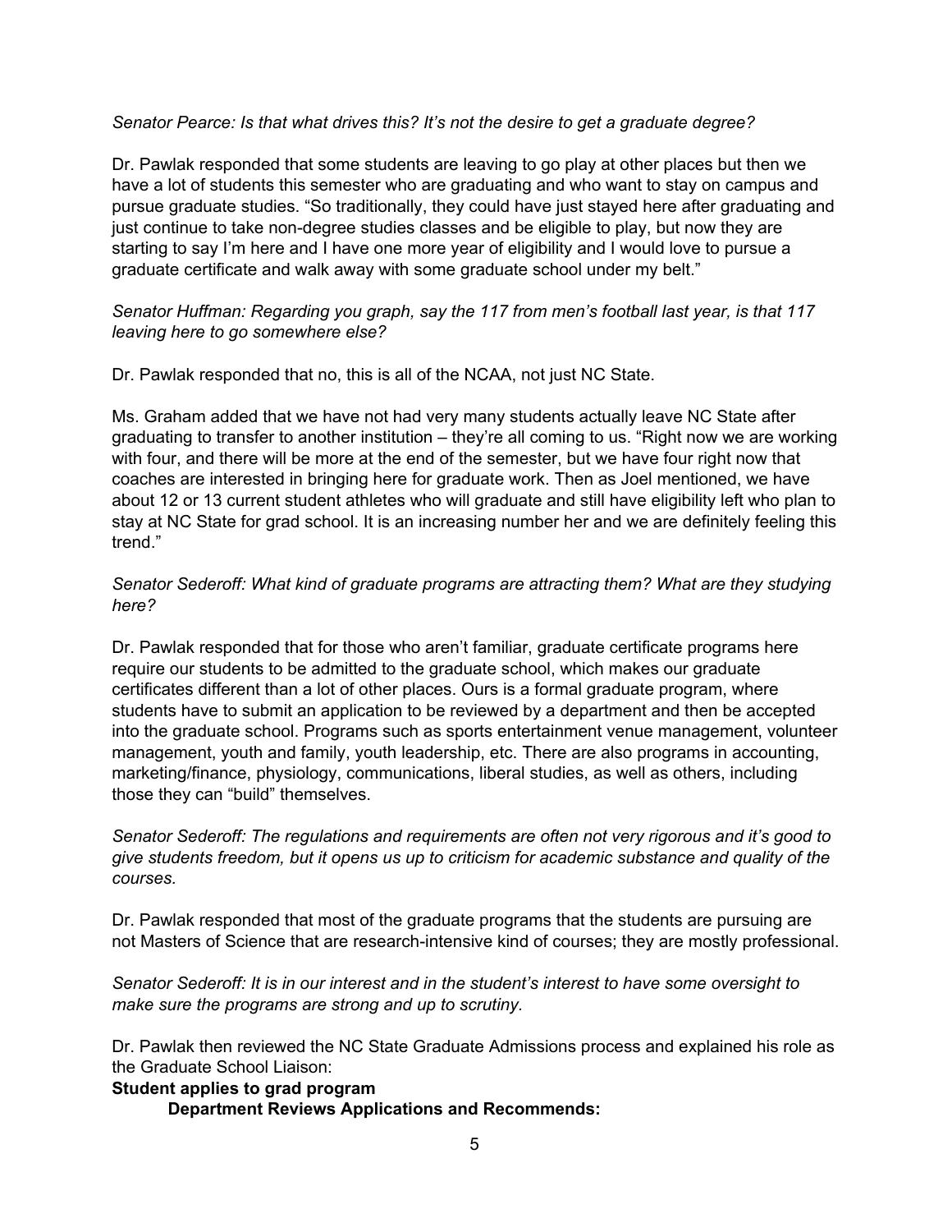*Senator Pearce: Is that what drives this? It's not the desire to get a graduate degree?*

Dr. Pawlak responded that some students are leaving to go play at other places but then we have a lot of students this semester who are graduating and who want to stay on campus and pursue graduate studies. "So traditionally, they could have just stayed here after graduating and just continue to take non-degree studies classes and be eligible to play, but now they are starting to say I'm here and I have one more year of eligibility and I would love to pursue a graduate certificate and walk away with some graduate school under my belt."

*Senator Huffman: Regarding you graph, say the 117 from men's football last year, is that 117 leaving here to go somewhere else?*

Dr. Pawlak responded that no, this is all of the NCAA, not just NC State.

Ms. Graham added that we have not had very many students actually leave NC State after graduating to transfer to another institution – they're all coming to us. "Right now we are working with four, and there will be more at the end of the semester, but we have four right now that coaches are interested in bringing here for graduate work. Then as Joel mentioned, we have about 12 or 13 current student athletes who will graduate and still have eligibility left who plan to stay at NC State for grad school. It is an increasing number her and we are definitely feeling this trend."

*Senator Sederoff: What kind of graduate programs are attracting them? What are they studying here?*

Dr. Pawlak responded that for those who aren't familiar, graduate certificate programs here require our students to be admitted to the graduate school, which makes our graduate certificates different than a lot of other places. Ours is a formal graduate program, where students have to submit an application to be reviewed by a department and then be accepted into the graduate school. Programs such as sports entertainment venue management, volunteer management, youth and family, youth leadership, etc. There are also programs in accounting, marketing/finance, physiology, communications, liberal studies, as well as others, including those they can "build" themselves.

*Senator Sederoff: The regulations and requirements are often not very rigorous and it's good to give students freedom, but it opens us up to criticism for academic substance and quality of the courses.*

Dr. Pawlak responded that most of the graduate programs that the students are pursuing are not Masters of Science that are research-intensive kind of courses; they are mostly professional.

*Senator Sederoff: It is in our interest and in the student's interest to have some oversight to make sure the programs are strong and up to scrutiny.*

Dr. Pawlak then reviewed the NC State Graduate Admissions process and explained his role as the Graduate School Liaison:

**Student applies to grad program**

**Department Reviews Applications and Recommends:**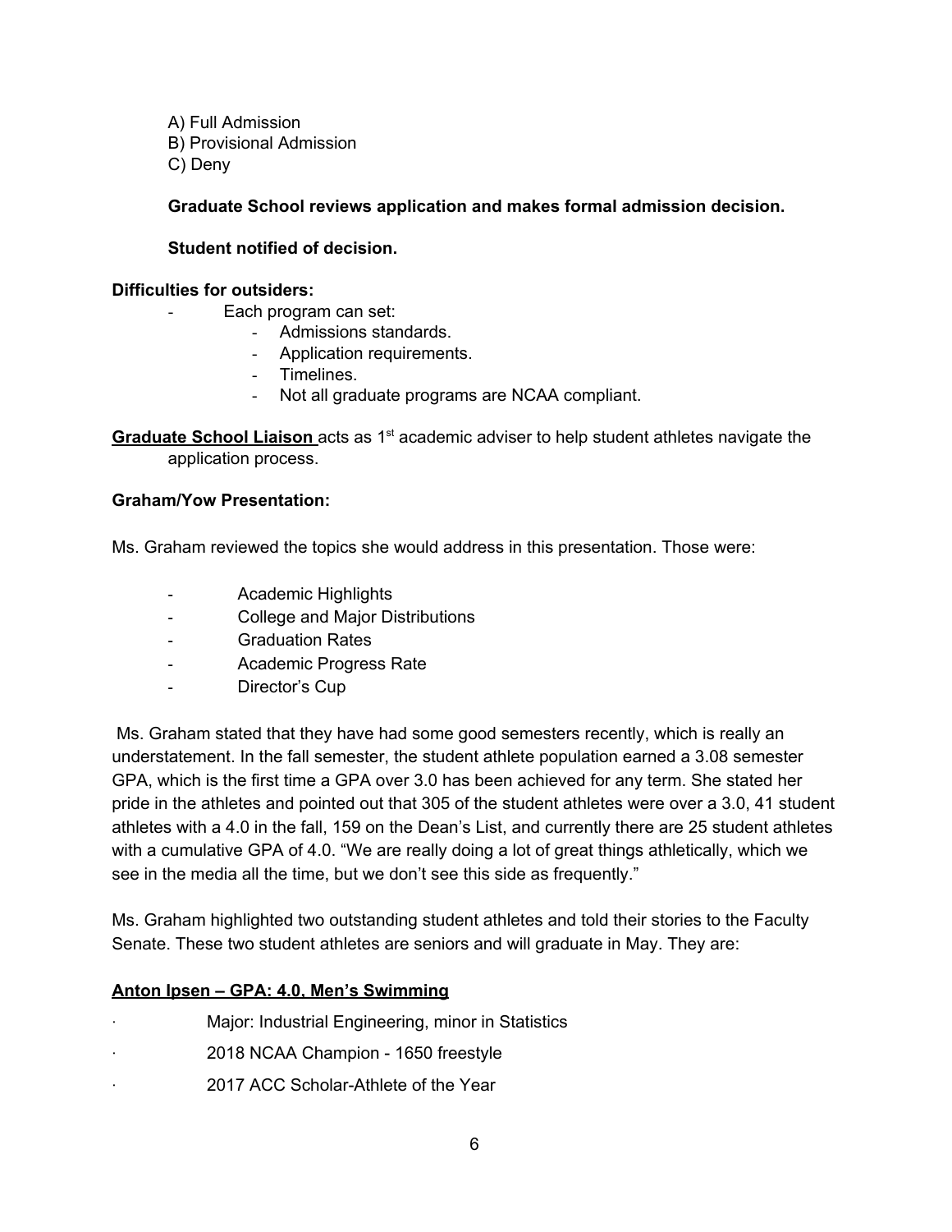A) Full Admission
B) Provisional Admission
C) Deny

**Graduate School reviews application and makes formal admission decision.**

**Student notified of decision.**

**Difficulties for outsiders:**

- Each program can set:
  - Admissions standards.
  - Application requirements.
  - Timelines.
  - Not all graduate programs are NCAA compliant.

**Graduate School Liaison** acts as 1st academic adviser to help student athletes navigate the application process.

**Graham/Yow Presentation:**

Ms. Graham reviewed the topics she would address in this presentation. Those were:

- Academic Highlights
- College and Major Distributions
- Graduation Rates
- Academic Progress Rate
- Director's Cup

Ms. Graham stated that they have had some good semesters recently, which is really an understatement. In the fall semester, the student athlete population earned a 3.08 semester GPA, which is the first time a GPA over 3.0 has been achieved for any term. She stated her pride in the athletes and pointed out that 305 of the student athletes were over a 3.0, 41 student athletes with a 4.0 in the fall, 159 on the Dean's List, and currently there are 25 student athletes with a cumulative GPA of 4.0. "We are really doing a lot of great things athletically, which we see in the media all the time, but we don't see this side as frequently."

Ms. Graham highlighted two outstanding student athletes and told their stories to the Faculty Senate. These two student athletes are seniors and will graduate in May. They are:

**Anton Ipsen – GPA: 4.0, Men's Swimming**

- Major: Industrial Engineering, minor in Statistics
- 2018 NCAA Champion - 1650 freestyle
- 2017 ACC Scholar-Athlete of the Year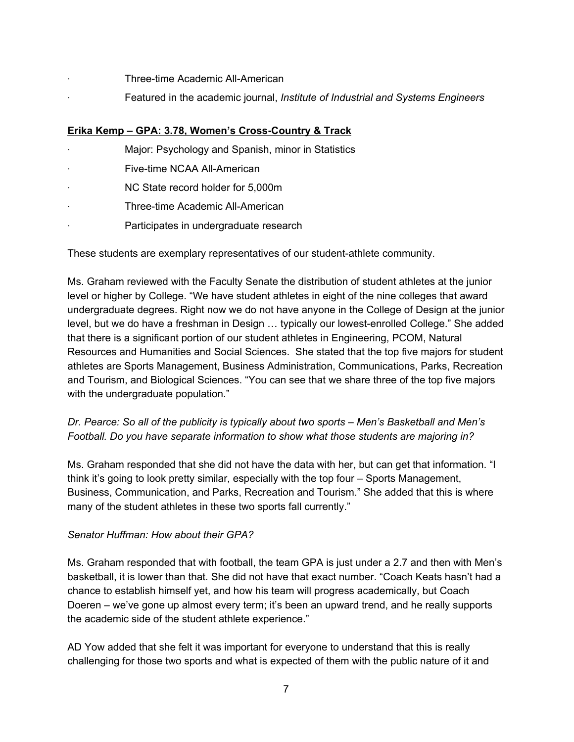- Three-time Academic All-American
- Featured in the academic journal, *Institute of Industrial and Systems Engineers*

**Erika Kemp – GPA: 3.78, Women's Cross-Country & Track**

- Major: Psychology and Spanish, minor in Statistics
- Five-time NCAA All-American
- NC State record holder for 5,000m
- Three-time Academic All-American
- Participates in undergraduate research

These students are exemplary representatives of our student-athlete community.

Ms. Graham reviewed with the Faculty Senate the distribution of student athletes at the junior level or higher by College. "We have student athletes in eight of the nine colleges that award undergraduate degrees. Right now we do not have anyone in the College of Design at the junior level, but we do have a freshman in Design … typically our lowest-enrolled College." She added that there is a significant portion of our student athletes in Engineering, PCOM, Natural Resources and Humanities and Social Sciences. She stated that the top five majors for student athletes are Sports Management, Business Administration, Communications, Parks, Recreation and Tourism, and Biological Sciences. "You can see that we share three of the top five majors with the undergraduate population."

*Dr. Pearce: So all of the publicity is typically about two sports – Men's Basketball and Men's Football. Do you have separate information to show what those students are majoring in?*

Ms. Graham responded that she did not have the data with her, but can get that information. "I think it's going to look pretty similar, especially with the top four – Sports Management, Business, Communication, and Parks, Recreation and Tourism." She added that this is where many of the student athletes in these two sports fall currently."

*Senator Huffman: How about their GPA?*

Ms. Graham responded that with football, the team GPA is just under a 2.7 and then with Men's basketball, it is lower than that. She did not have that exact number. "Coach Keats hasn't had a chance to establish himself yet, and how his team will progress academically, but Coach Doeren – we've gone up almost every term; it's been an upward trend, and he really supports the academic side of the student athlete experience."

AD Yow added that she felt it was important for everyone to understand that this is really challenging for those two sports and what is expected of them with the public nature of it and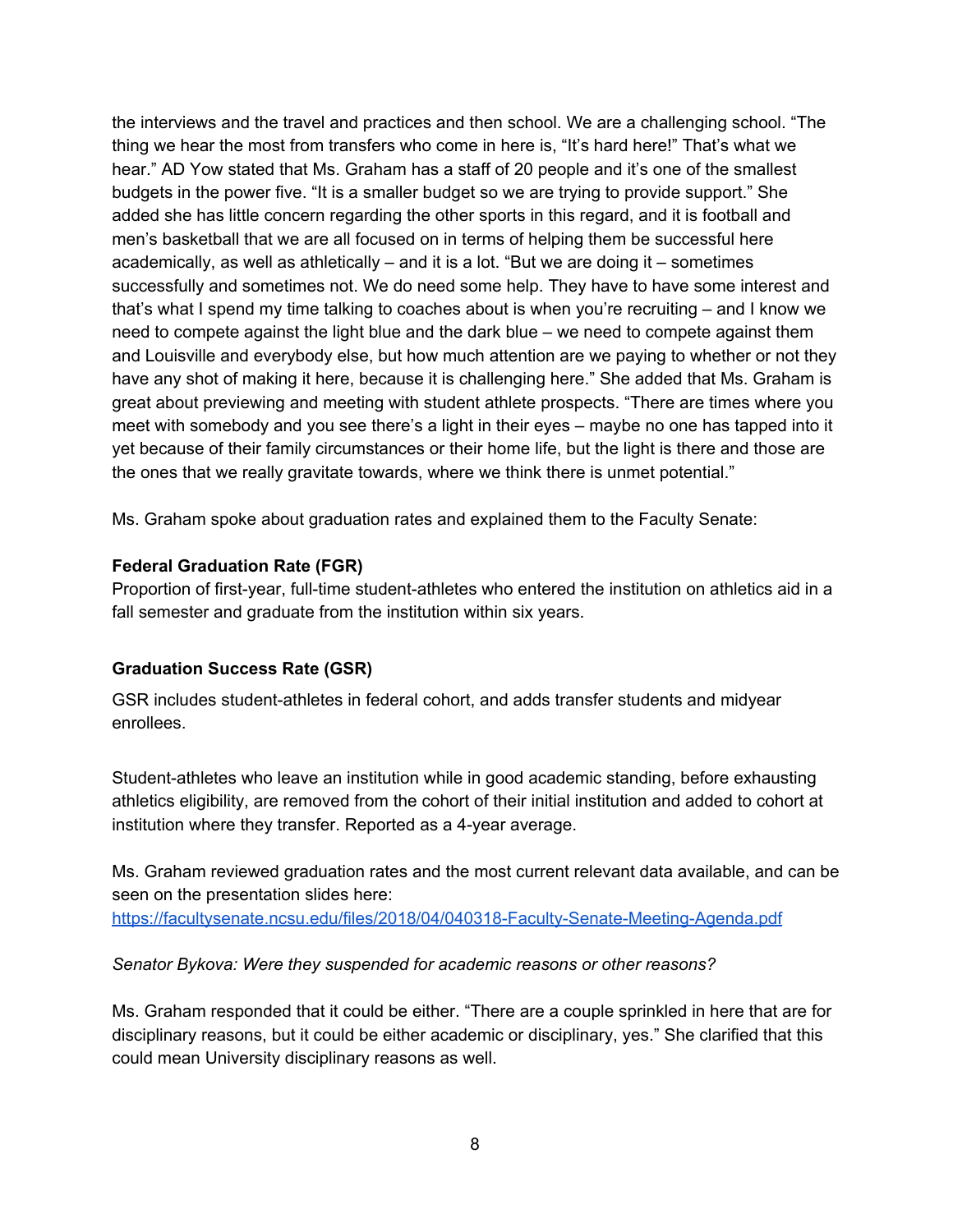the interviews and the travel and practices and then school. We are a challenging school. "The thing we hear the most from transfers who come in here is, "It's hard here!" That's what we hear." AD Yow stated that Ms. Graham has a staff of 20 people and it's one of the smallest budgets in the power five. "It is a smaller budget so we are trying to provide support." She added she has little concern regarding the other sports in this regard, and it is football and men's basketball that we are all focused on in terms of helping them be successful here academically, as well as athletically – and it is a lot. "But we are doing it – sometimes successfully and sometimes not. We do need some help. They have to have some interest and that's what I spend my time talking to coaches about is when you're recruiting – and I know we need to compete against the light blue and the dark blue – we need to compete against them and Louisville and everybody else, but how much attention are we paying to whether or not they have any shot of making it here, because it is challenging here." She added that Ms. Graham is great about previewing and meeting with student athlete prospects. "There are times where you meet with somebody and you see there's a light in their eyes – maybe no one has tapped into it yet because of their family circumstances or their home life, but the light is there and those are the ones that we really gravitate towards, where we think there is unmet potential."

Ms. Graham spoke about graduation rates and explained them to the Faculty Senate:

**Federal Graduation Rate (FGR)**
Proportion of first-year, full-time student-athletes who entered the institution on athletics aid in a fall semester and graduate from the institution within six years.

**Graduation Success Rate (GSR)**

GSR includes student-athletes in federal cohort, and adds transfer students and midyear enrollees.

Student-athletes who leave an institution while in good academic standing, before exhausting athletics eligibility, are removed from the cohort of their initial institution and added to cohort at institution where they transfer. Reported as a 4-year average.

Ms. Graham reviewed graduation rates and the most current relevant data available, and can be seen on the presentation slides here:
https://facultysenate.ncsu.edu/files/2018/04/040318-Faculty-Senate-Meeting-Agenda.pdf

*Senator Bykova: Were they suspended for academic reasons or other reasons?*

Ms. Graham responded that it could be either. "There are a couple sprinkled in here that are for disciplinary reasons, but it could be either academic or disciplinary, yes." She clarified that this could mean University disciplinary reasons as well.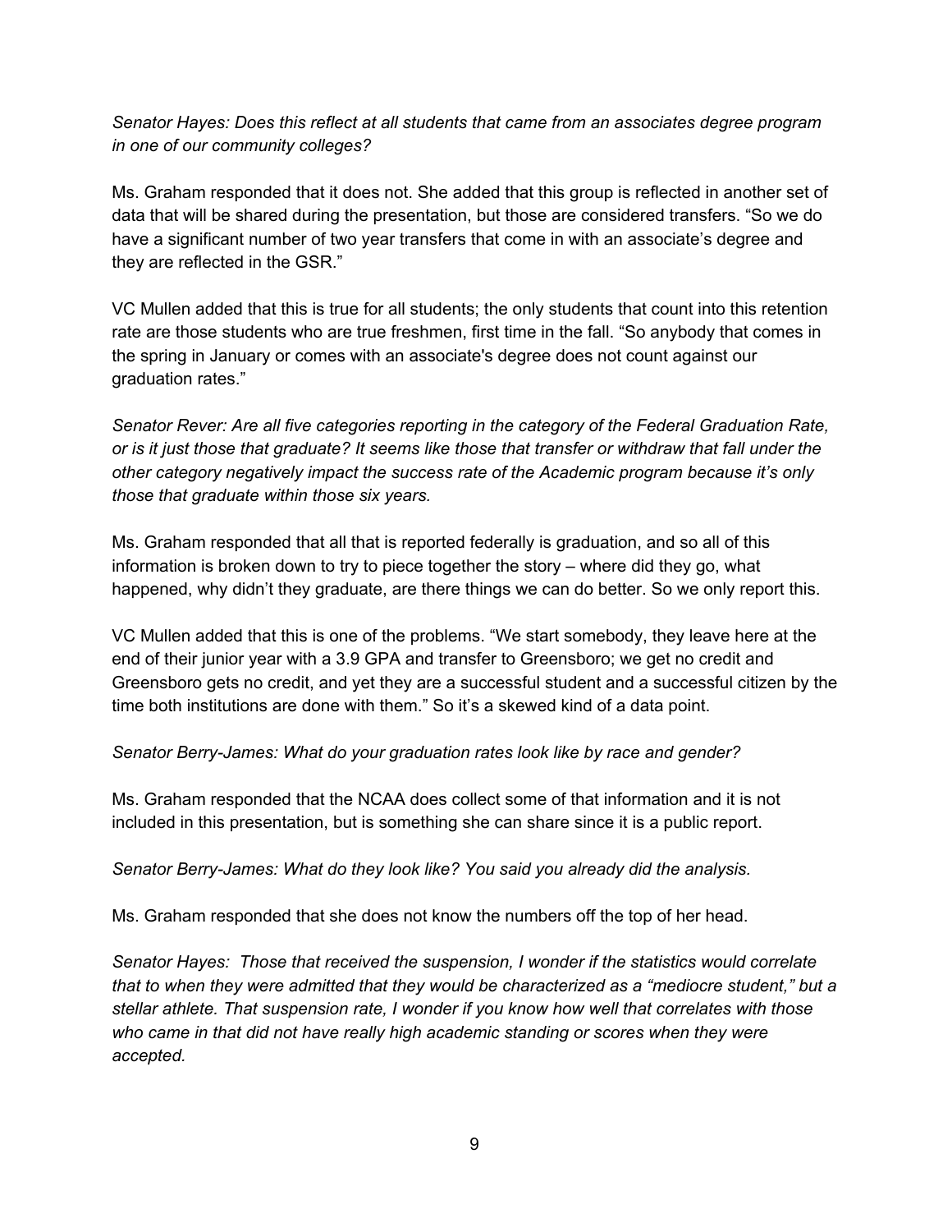*Senator Hayes: Does this reflect at all students that came from an associates degree program in one of our community colleges?*

Ms. Graham responded that it does not. She added that this group is reflected in another set of data that will be shared during the presentation, but those are considered transfers. "So we do have a significant number of two year transfers that come in with an associate's degree and they are reflected in the GSR."

VC Mullen added that this is true for all students; the only students that count into this retention rate are those students who are true freshmen, first time in the fall. "So anybody that comes in the spring in January or comes with an associate's degree does not count against our graduation rates."

*Senator Rever: Are all five categories reporting in the category of the Federal Graduation Rate, or is it just those that graduate? It seems like those that transfer or withdraw that fall under the other category negatively impact the success rate of the Academic program because it's only those that graduate within those six years.*

Ms. Graham responded that all that is reported federally is graduation, and so all of this information is broken down to try to piece together the story – where did they go, what happened, why didn't they graduate, are there things we can do better. So we only report this.

VC Mullen added that this is one of the problems. "We start somebody, they leave here at the end of their junior year with a 3.9 GPA and transfer to Greensboro; we get no credit and Greensboro gets no credit, and yet they are a successful student and a successful citizen by the time both institutions are done with them." So it's a skewed kind of a data point.

*Senator Berry-James: What do your graduation rates look like by race and gender?*

Ms. Graham responded that the NCAA does collect some of that information and it is not included in this presentation, but is something she can share since it is a public report.

*Senator Berry-James: What do they look like? You said you already did the analysis.*

Ms. Graham responded that she does not know the numbers off the top of her head.

*Senator Hayes: Those that received the suspension, I wonder if the statistics would correlate that to when they were admitted that they would be characterized as a "mediocre student," but a stellar athlete. That suspension rate, I wonder if you know how well that correlates with those who came in that did not have really high academic standing or scores when they were accepted.*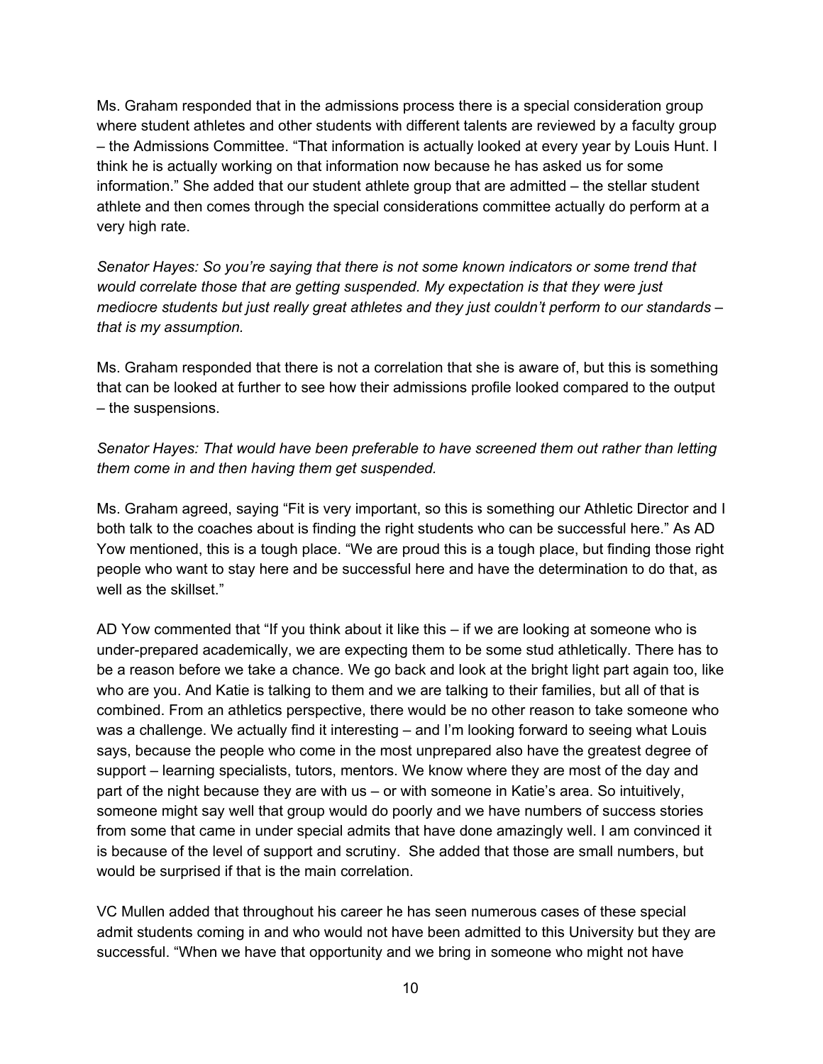Ms. Graham responded that in the admissions process there is a special consideration group where student athletes and other students with different talents are reviewed by a faculty group – the Admissions Committee. "That information is actually looked at every year by Louis Hunt. I think he is actually working on that information now because he has asked us for some information." She added that our student athlete group that are admitted – the stellar student athlete and then comes through the special considerations committee actually do perform at a very high rate.

*Senator Hayes: So you're saying that there is not some known indicators or some trend that would correlate those that are getting suspended. My expectation is that they were just mediocre students but just really great athletes and they just couldn't perform to our standards – that is my assumption.*

Ms. Graham responded that there is not a correlation that she is aware of, but this is something that can be looked at further to see how their admissions profile looked compared to the output – the suspensions.

*Senator Hayes: That would have been preferable to have screened them out rather than letting them come in and then having them get suspended.*

Ms. Graham agreed, saying "Fit is very important, so this is something our Athletic Director and I both talk to the coaches about is finding the right students who can be successful here." As AD Yow mentioned, this is a tough place. "We are proud this is a tough place, but finding those right people who want to stay here and be successful here and have the determination to do that, as well as the skillset."

AD Yow commented that "If you think about it like this – if we are looking at someone who is under-prepared academically, we are expecting them to be some stud athletically. There has to be a reason before we take a chance. We go back and look at the bright light part again too, like who are you. And Katie is talking to them and we are talking to their families, but all of that is combined. From an athletics perspective, there would be no other reason to take someone who was a challenge. We actually find it interesting – and I'm looking forward to seeing what Louis says, because the people who come in the most unprepared also have the greatest degree of support – learning specialists, tutors, mentors. We know where they are most of the day and part of the night because they are with us – or with someone in Katie's area. So intuitively, someone might say well that group would do poorly and we have numbers of success stories from some that came in under special admits that have done amazingly well. I am convinced it is because of the level of support and scrutiny. She added that those are small numbers, but would be surprised if that is the main correlation.

VC Mullen added that throughout his career he has seen numerous cases of these special admit students coming in and who would not have been admitted to this University but they are successful. "When we have that opportunity and we bring in someone who might not have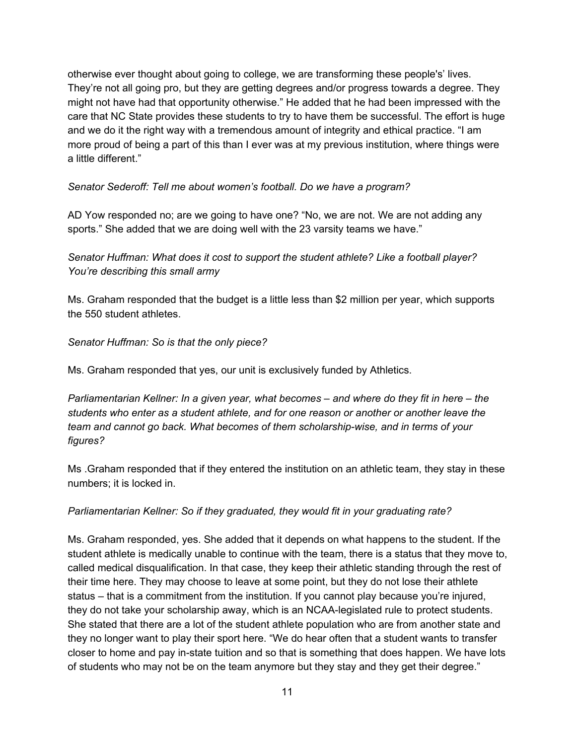otherwise ever thought about going to college, we are transforming these people's' lives. They're not all going pro, but they are getting degrees and/or progress towards a degree. They might not have had that opportunity otherwise." He added that he had been impressed with the care that NC State provides these students to try to have them be successful. The effort is huge and we do it the right way with a tremendous amount of integrity and ethical practice. "I am more proud of being a part of this than I ever was at my previous institution, where things were a little different."

*Senator Sederoff: Tell me about women's football. Do we have a program?*

AD Yow responded no; are we going to have one? "No, we are not. We are not adding any sports." She added that we are doing well with the 23 varsity teams we have."

*Senator Huffman: What does it cost to support the student athlete? Like a football player? You're describing this small army*

Ms. Graham responded that the budget is a little less than $2 million per year, which supports the 550 student athletes.

*Senator Huffman: So is that the only piece?*

Ms. Graham responded that yes, our unit is exclusively funded by Athletics.

*Parliamentarian Kellner: In a given year, what becomes – and where do they fit in here – the students who enter as a student athlete, and for one reason or another or another leave the team and cannot go back. What becomes of them scholarship-wise, and in terms of your figures?*

Ms .Graham responded that if they entered the institution on an athletic team, they stay in these numbers; it is locked in.

*Parliamentarian Kellner: So if they graduated, they would fit in your graduating rate?*

Ms. Graham responded, yes. She added that it depends on what happens to the student. If the student athlete is medically unable to continue with the team, there is a status that they move to, called medical disqualification. In that case, they keep their athletic standing through the rest of their time here. They may choose to leave at some point, but they do not lose their athlete status – that is a commitment from the institution. If you cannot play because you're injured, they do not take your scholarship away, which is an NCAA-legislated rule to protect students. She stated that there are a lot of the student athlete population who are from another state and they no longer want to play their sport here. "We do hear often that a student wants to transfer closer to home and pay in-state tuition and so that is something that does happen. We have lots of students who may not be on the team anymore but they stay and they get their degree."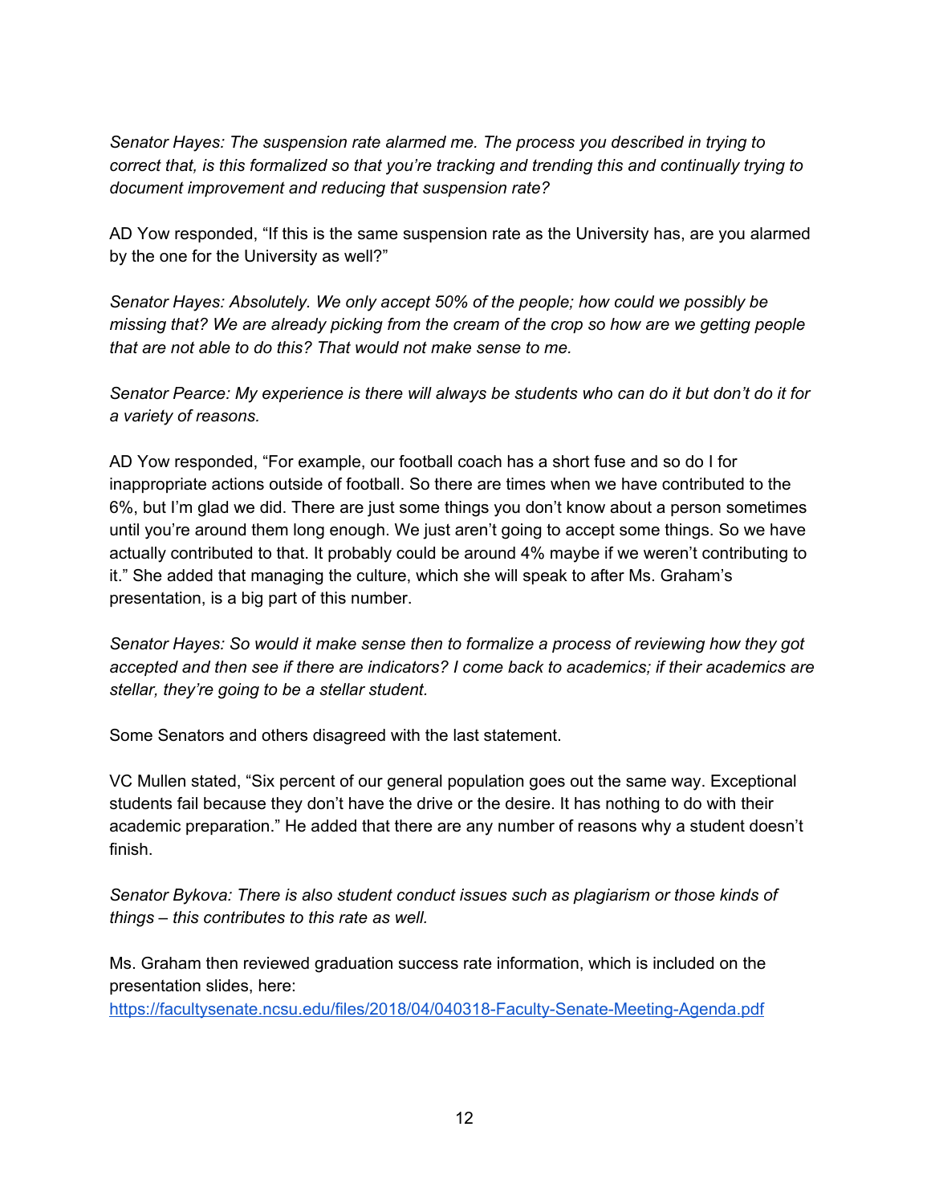*Senator Hayes: The suspension rate alarmed me. The process you described in trying to correct that, is this formalized so that you're tracking and trending this and continually trying to document improvement and reducing that suspension rate?*

AD Yow responded, "If this is the same suspension rate as the University has, are you alarmed by the one for the University as well?"

*Senator Hayes: Absolutely. We only accept 50% of the people; how could we possibly be missing that? We are already picking from the cream of the crop so how are we getting people that are not able to do this? That would not make sense to me.*

*Senator Pearce: My experience is there will always be students who can do it but don't do it for a variety of reasons.*

AD Yow responded, "For example, our football coach has a short fuse and so do I for inappropriate actions outside of football. So there are times when we have contributed to the 6%, but I'm glad we did. There are just some things you don't know about a person sometimes until you're around them long enough. We just aren't going to accept some things. So we have actually contributed to that. It probably could be around 4% maybe if we weren't contributing to it." She added that managing the culture, which she will speak to after Ms. Graham's presentation, is a big part of this number.

*Senator Hayes: So would it make sense then to formalize a process of reviewing how they got accepted and then see if there are indicators? I come back to academics; if their academics are stellar, they're going to be a stellar student.*

Some Senators and others disagreed with the last statement.

VC Mullen stated, "Six percent of our general population goes out the same way. Exceptional students fail because they don't have the drive or the desire. It has nothing to do with their academic preparation." He added that there are any number of reasons why a student doesn't finish.

*Senator Bykova: There is also student conduct issues such as plagiarism or those kinds of things – this contributes to this rate as well.*

Ms. Graham then reviewed graduation success rate information, which is included on the presentation slides, here: [https://facultysenate.ncsu.edu/files/2018/04/040318-Faculty-Senate-Meeting-Agenda.pdf](https://facultysenate.ncsu.edu/files/2018/04/040318-Faculty-Senate-Meeting-Agenda.pdf)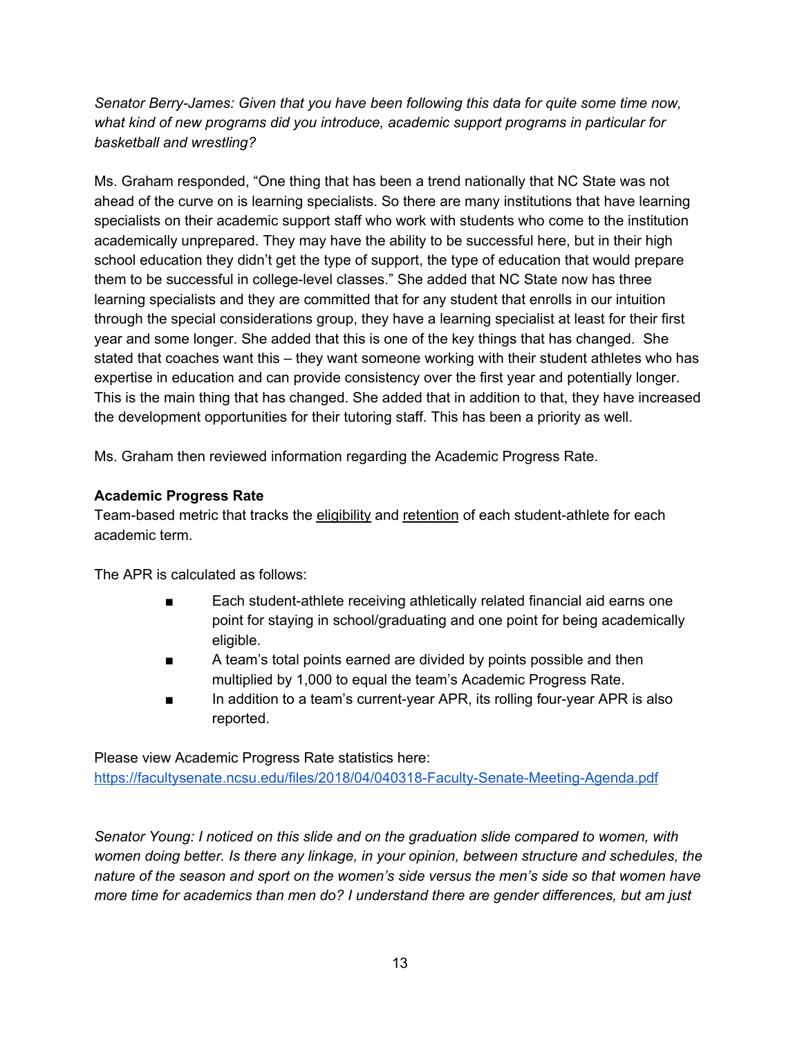*Senator Berry-James: Given that you have been following this data for quite some time now, what kind of new programs did you introduce, academic support programs in particular for basketball and wrestling?*

Ms. Graham responded, "One thing that has been a trend nationally that NC State was not ahead of the curve on is learning specialists. So there are many institutions that have learning specialists on their academic support staff who work with students who come to the institution academically unprepared. They may have the ability to be successful here, but in their high school education they didn't get the type of support, the type of education that would prepare them to be successful in college-level classes." She added that NC State now has three learning specialists and they are committed that for any student that enrolls in our intuition through the special considerations group, they have a learning specialist at least for their first year and some longer. She added that this is one of the key things that has changed. She stated that coaches want this – they want someone working with their student athletes who has expertise in education and can provide consistency over the first year and potentially longer. This is the main thing that has changed. She added that in addition to that, they have increased the development opportunities for their tutoring staff. This has been a priority as well.

Ms. Graham then reviewed information regarding the Academic Progress Rate.

**Academic Progress Rate**

Team-based metric that tracks the eligibility and retention of each student-athlete for each academic term.

The APR is calculated as follows:

- Each student-athlete receiving athletically related financial aid earns one point for staying in school/graduating and one point for being academically eligible.
- A team's total points earned are divided by points possible and then multiplied by 1,000 to equal the team's Academic Progress Rate.
- In addition to a team's current-year APR, its rolling four-year APR is also reported.

Please view Academic Progress Rate statistics here:
https://facultysenate.ncsu.edu/files/2018/04/040318-Faculty-Senate-Meeting-Agenda.pdf

*Senator Young: I noticed on this slide and on the graduation slide compared to women, with women doing better. Is there any linkage, in your opinion, between structure and schedules, the nature of the season and sport on the women's side versus the men's side so that women have more time for academics than men do? I understand there are gender differences, but am just*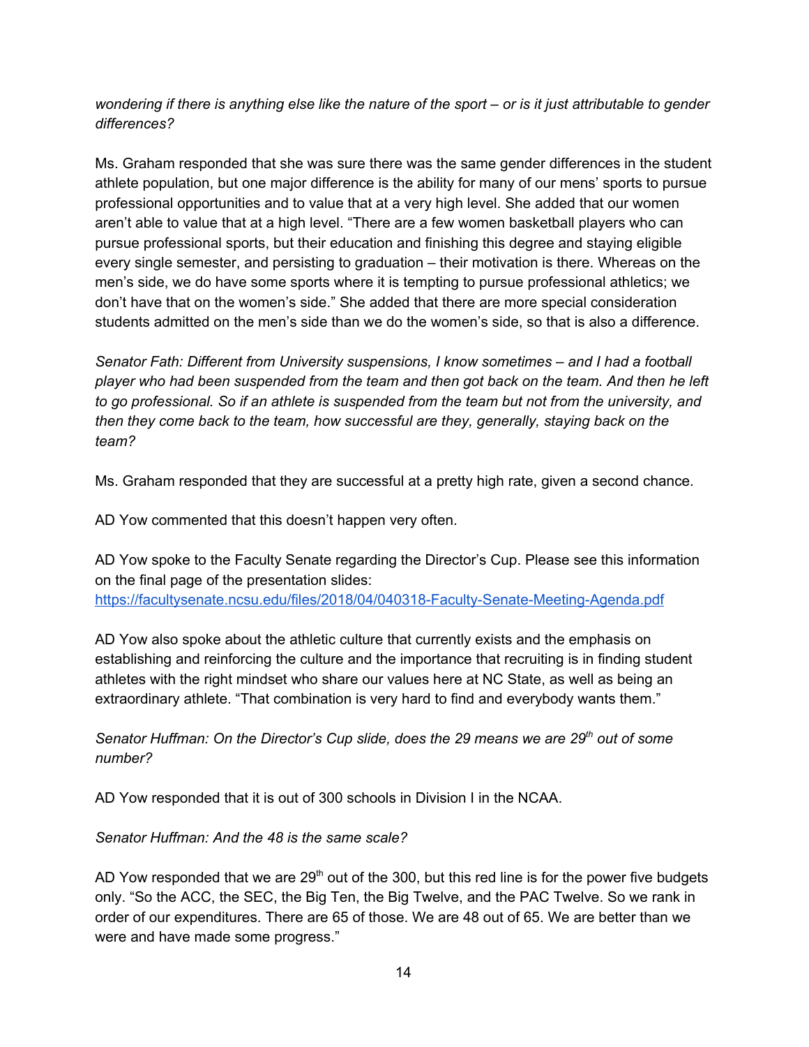*wondering if there is anything else like the nature of the sport – or is it just attributable to gender differences?*

Ms. Graham responded that she was sure there was the same gender differences in the student athlete population, but one major difference is the ability for many of our mens' sports to pursue professional opportunities and to value that at a very high level. She added that our women aren't able to value that at a high level. "There are a few women basketball players who can pursue professional sports, but their education and finishing this degree and staying eligible every single semester, and persisting to graduation – their motivation is there. Whereas on the men's side, we do have some sports where it is tempting to pursue professional athletics; we don't have that on the women's side." She added that there are more special consideration students admitted on the men's side than we do the women's side, so that is also a difference.

*Senator Fath: Different from University suspensions, I know sometimes – and I had a football player who had been suspended from the team and then got back on the team. And then he left to go professional. So if an athlete is suspended from the team but not from the university, and then they come back to the team, how successful are they, generally, staying back on the team?*

Ms. Graham responded that they are successful at a pretty high rate, given a second chance.

AD Yow commented that this doesn't happen very often.

AD Yow spoke to the Faculty Senate regarding the Director's Cup. Please see this information on the final page of the presentation slides:
https://facultysenate.ncsu.edu/files/2018/04/040318-Faculty-Senate-Meeting-Agenda.pdf

AD Yow also spoke about the athletic culture that currently exists and the emphasis on establishing and reinforcing the culture and the importance that recruiting is in finding student athletes with the right mindset who share our values here at NC State, as well as being an extraordinary athlete. "That combination is very hard to find and everybody wants them."

*Senator Huffman: On the Director's Cup slide, does the 29 means we are 29th out of some number?*

AD Yow responded that it is out of 300 schools in Division I in the NCAA.

*Senator Huffman: And the 48 is the same scale?*

AD Yow responded that we are 29th out of the 300, but this red line is for the power five budgets only. "So the ACC, the SEC, the Big Ten, the Big Twelve, and the PAC Twelve. So we rank in order of our expenditures. There are 65 of those. We are 48 out of 65. We are better than we were and have made some progress."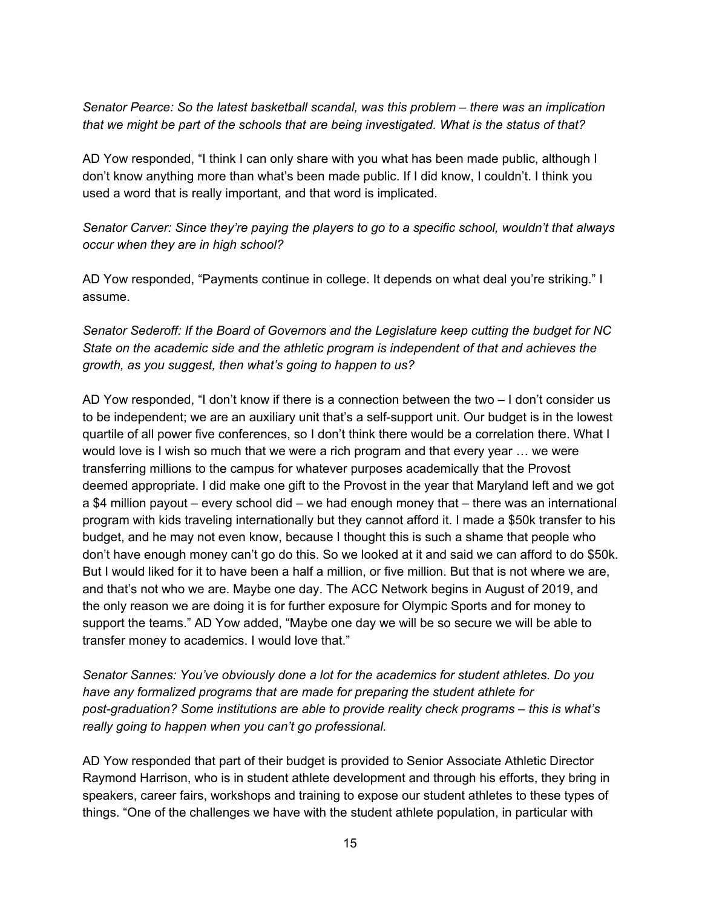*Senator Pearce: So the latest basketball scandal, was this problem – there was an implication that we might be part of the schools that are being investigated. What is the status of that?*

AD Yow responded, "I think I can only share with you what has been made public, although I don't know anything more than what's been made public. If I did know, I couldn't. I think you used a word that is really important, and that word is implicated.

*Senator Carver: Since they're paying the players to go to a specific school, wouldn't that always occur when they are in high school?*

AD Yow responded, "Payments continue in college. It depends on what deal you're striking." I assume.

*Senator Sederoff: If the Board of Governors and the Legislature keep cutting the budget for NC State on the academic side and the athletic program is independent of that and achieves the growth, as you suggest, then what's going to happen to us?*

AD Yow responded, "I don't know if there is a connection between the two – I don't consider us to be independent; we are an auxiliary unit that's a self-support unit. Our budget is in the lowest quartile of all power five conferences, so I don't think there would be a correlation there. What I would love is I wish so much that we were a rich program and that every year … we were transferring millions to the campus for whatever purposes academically that the Provost deemed appropriate. I did make one gift to the Provost in the year that Maryland left and we got a $4 million payout – every school did – we had enough money that – there was an international program with kids traveling internationally but they cannot afford it. I made a $50k transfer to his budget, and he may not even know, because I thought this is such a shame that people who don't have enough money can't go do this. So we looked at it and said we can afford to do $50k. But I would liked for it to have been a half a million, or five million. But that is not where we are, and that's not who we are. Maybe one day. The ACC Network begins in August of 2019, and the only reason we are doing it is for further exposure for Olympic Sports and for money to support the teams." AD Yow added, "Maybe one day we will be so secure we will be able to transfer money to academics. I would love that."

*Senator Sannes: You've obviously done a lot for the academics for student athletes. Do you have any formalized programs that are made for preparing the student athlete for post-graduation? Some institutions are able to provide reality check programs – this is what's really going to happen when you can't go professional.*

AD Yow responded that part of their budget is provided to Senior Associate Athletic Director Raymond Harrison, who is in student athlete development and through his efforts, they bring in speakers, career fairs, workshops and training to expose our student athletes to these types of things. "One of the challenges we have with the student athlete population, in particular with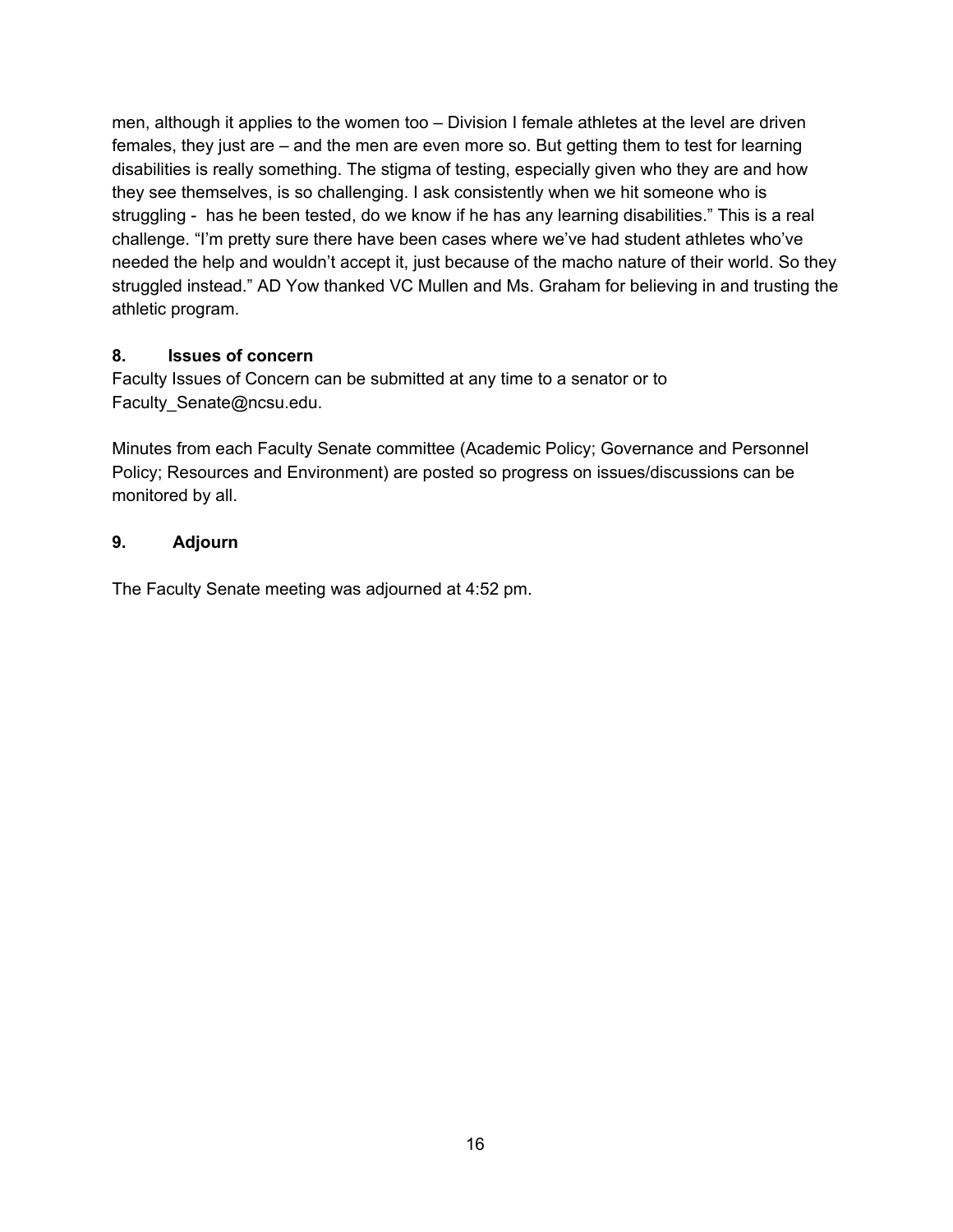men, although it applies to the women too – Division I female athletes at the level are driven females, they just are – and the men are even more so. But getting them to test for learning disabilities is really something. The stigma of testing, especially given who they are and how they see themselves, is so challenging. I ask consistently when we hit someone who is struggling - has he been tested, do we know if he has any learning disabilities." This is a real challenge. "I'm pretty sure there have been cases where we've had student athletes who've needed the help and wouldn't accept it, just because of the macho nature of their world. So they struggled instead." AD Yow thanked VC Mullen and Ms. Graham for believing in and trusting the athletic program.

### 8. Issues of concern

Faculty Issues of Concern can be submitted at any time to a senator or to Faculty_Senate@ncsu.edu.

Minutes from each Faculty Senate committee (Academic Policy; Governance and Personnel Policy; Resources and Environment) are posted so progress on issues/discussions can be monitored by all.

### 9. Adjourn

The Faculty Senate meeting was adjourned at 4:52 pm.